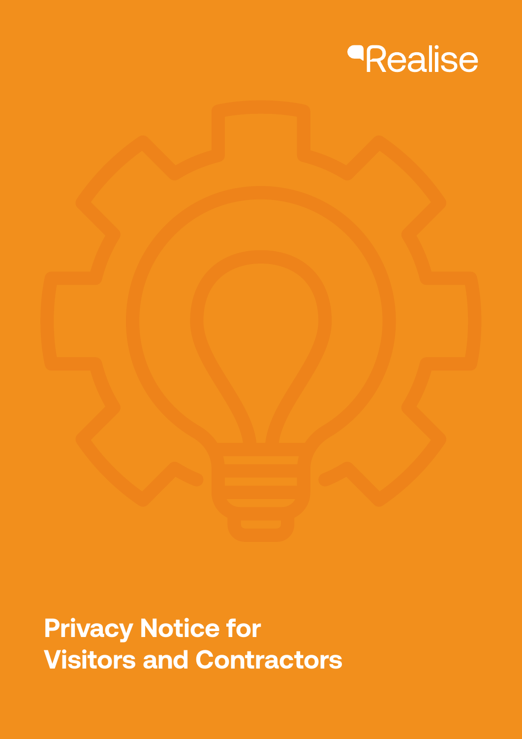Realise

# Privacy Notice for Visitors and Contractors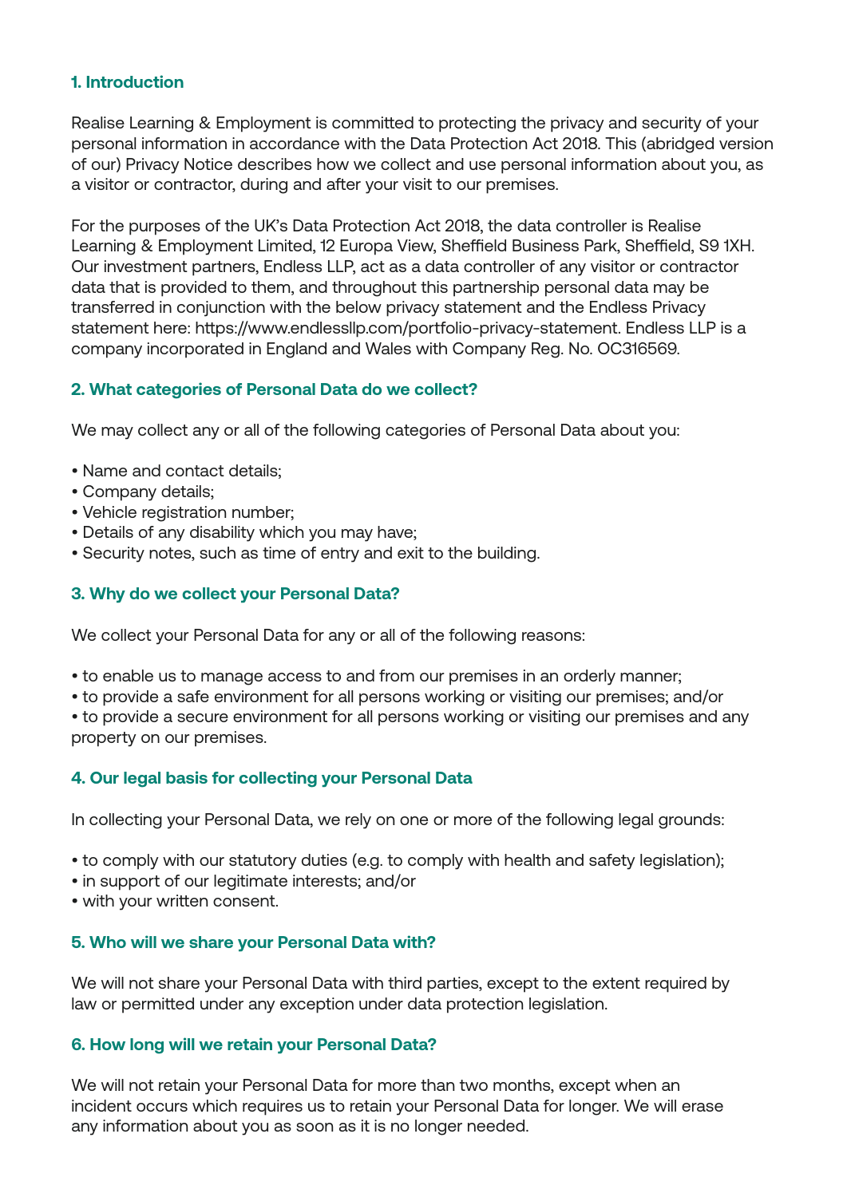## 1. Introduction

Realise Learning & Employment is committed to protecting the privacy and security of your personal information in accordance with the Data Protection Act 2018. This (abridged version of our) Privacy Notice describes how we collect and use personal information about you, as a visitor or contractor, during and after your visit to our premises.

For the purposes of the UK's Data Protection Act 2018, the data controller is Realise Learning & Employment Limited, 12 Europa View, Sheffield Business Park, Sheffield, S9 1XH. Our investment partners, Endless LLP, act as a data controller of any visitor or contractor data that is provided to them, and throughout this partnership personal data may be transferred in conjunction with the below privacy statement and the Endless Privacy statement here: https://www.endlessllp.com/portfolio-privacy-statement. Endless LLP is a company incorporated in England and Wales with Company Reg. No. OC316569.

## 2. What categories of Personal Data do we collect?

We may collect any or all of the following categories of Personal Data about you:

- Name and contact details;
- Company details;
- Vehicle registration number;
- Details of any disability which you may have;
- Security notes, such as time of entry and exit to the building.

## 3. Why do we collect your Personal Data?

We collect your Personal Data for any or all of the following reasons:

- to enable us to manage access to and from our premises in an orderly manner;
- to provide a safe environment for all persons working or visiting our premises; and/or
- to provide a secure environment for all persons working or visiting our premises and any property on our premises.

## 4. Our legal basis for collecting your Personal Data

In collecting your Personal Data, we rely on one or more of the following legal grounds:

- to comply with our statutory duties (e.g. to comply with health and safety legislation);
- in support of our legitimate interests; and/or
- with your written consent.

## 5. Who will we share your Personal Data with?

We will not share your Personal Data with third parties, except to the extent required by law or permitted under any exception under data protection legislation.

## 6. How long will we retain your Personal Data?

We will not retain your Personal Data for more than two months, except when an incident occurs which requires us to retain your Personal Data for longer. We will erase any information about you as soon as it is no longer needed.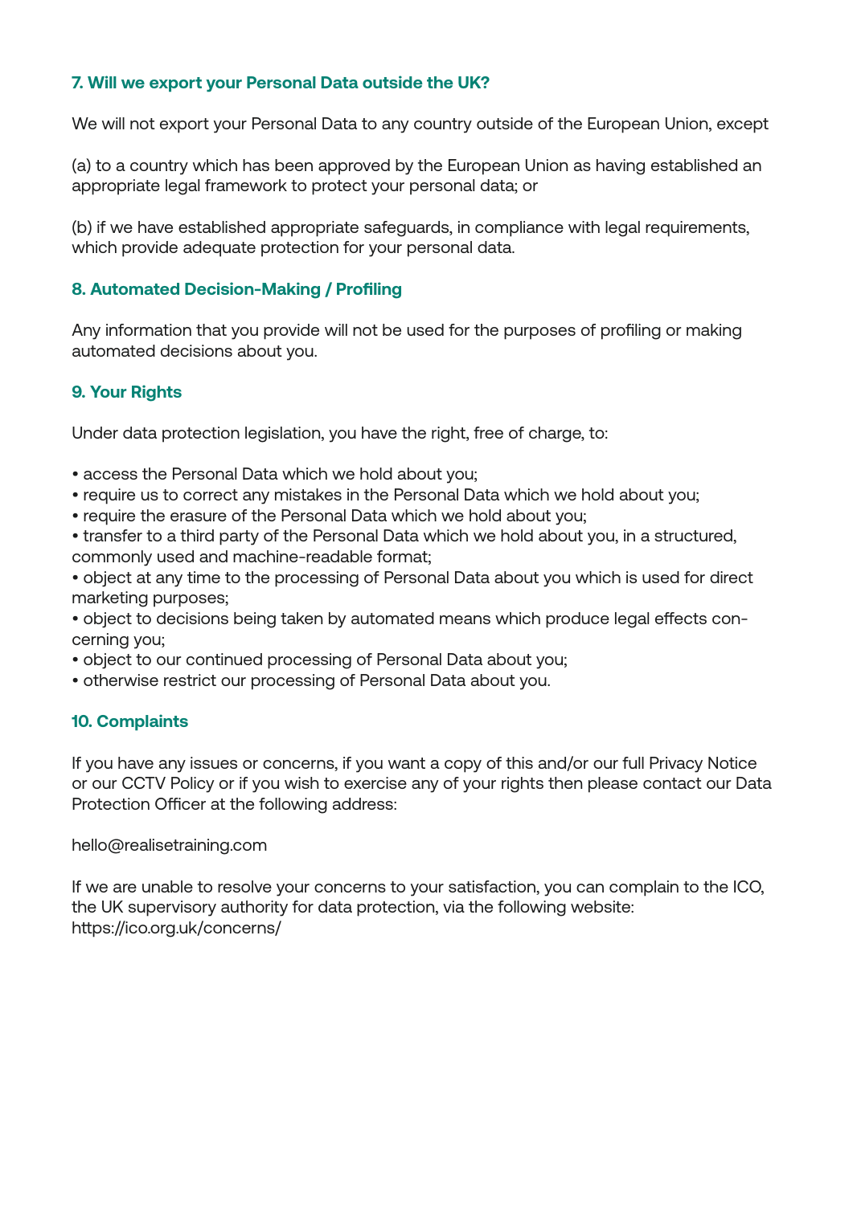## 7. Will we export your Personal Data outside the UK?

We will not export your Personal Data to any country outside of the European Union, except

(a) to a country which has been approved by the European Union as having established an appropriate legal framework to protect your personal data; or

(b) if we have established appropriate safeguards, in compliance with legal requirements, which provide adequate protection for your personal data.

## 8. Automated Decision-Making / Profiling

Any information that you provide will not be used for the purposes of profiling or making automated decisions about you.

## 9. Your Rights

Under data protection legislation, you have the right, free of charge, to:

- access the Personal Data which we hold about you;
- require us to correct any mistakes in the Personal Data which we hold about you;
- require the erasure of the Personal Data which we hold about you;
- transfer to a third party of the Personal Data which we hold about you, in a structured, commonly used and machine-readable format;
- object at any time to the processing of Personal Data about you which is used for direct marketing purposes;
- object to decisions being taken by automated means which produce legal effects concerning you;
- object to our continued processing of Personal Data about you;
- otherwise restrict our processing of Personal Data about you.

## 10. Complaints

If you have any issues or concerns, if you want a copy of this and/or our full Privacy Notice or our CCTV Policy or if you wish to exercise any of your rights then please contact our Data Protection Officer at the following address:

hello@realisetraining.com

If we are unable to resolve your concerns to your satisfaction, you can complain to the ICO, the UK supervisory authority for data protection, via the following website: https://ico.org.uk/concerns/